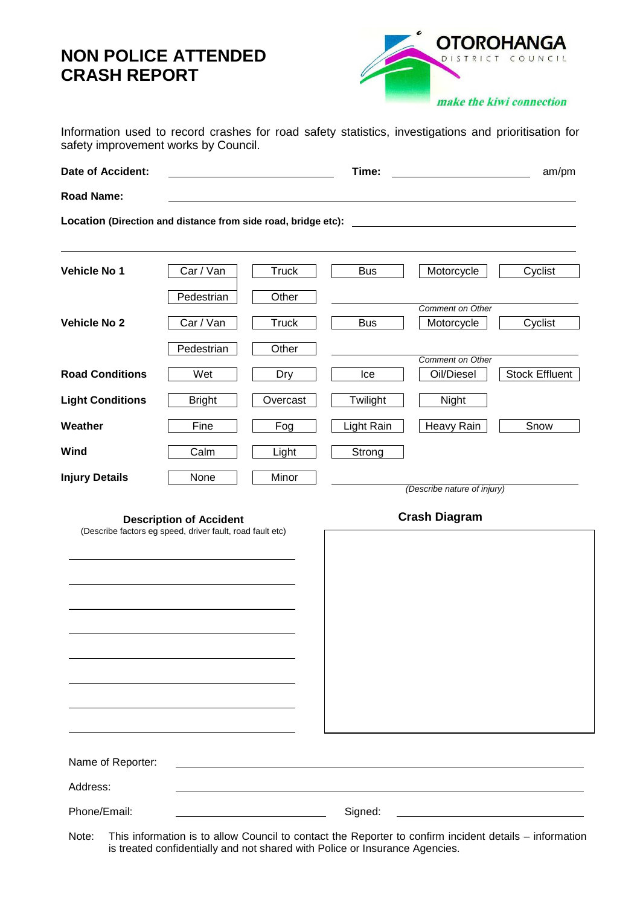# NON POLICE ATTENDED CRASH REPORT

OTOROHANGA DISTRICT COUNCIL

*make the kiwi connection*

Information used to record crashes for road safety statistics, investigations and prioritisation for safety improvement works by Council.

**Date of Accident:** \_\_\_\_\_\_\_\_\_\_\_\_\_\_\_\_\_\_\_\_ **Time:** \_\_\_\_\_\_\_\_\_\_\_\_\_\_\_\_ am/pm

**Road Name:** \_\_\_\_\_\_\_\_\_\_\_\_\_\_\_\_\_\_\_\_\_\_\_\_\_\_\_\_\_\_\_\_\_\_\_\_\_\_

**Location (Direction and distance from side road, bridge etc):** \_\_\_\_\_\_\_\_\_\_\_\_\_\_\_\_\_\_\_\_\_\_\_\_\_\_\_\_\_\_\_\_\_\_\_\_\_\_

\_\_\_\_\_\_\_\_\_\_\_\_\_\_\_\_\_\_\_\_\_\_\_\_\_\_\_\_\_\_\_\_\_\_\_\_\_\_\_\_\_\_\_\_\_\_\_\_\_\_\_\_\_\_\_\_\_\_\_\_\_\_\_\_\_\_\_\_\_\_\_\_\_\_

| | | | | | |
|---|---|---|---|---|---|
| **Vehicle No 1** | Car / Van | Truck | Bus | Motorcycle | Cyclist |
| | Pedestrian | Other | \_\_\_\_\_\_\_\_ *Comment on Other* | | |
| **Vehicle No 2** | Car / Van | Truck | Bus | Motorcycle | Cyclist |
| | Pedestrian | Other | \_\_\_\_\_\_\_\_ *Comment on Other* | | |
| **Road Conditions** | Wet | Dry | Ice | Oil/Diesel | Stock Effluent |
| **Light Conditions** | Bright | Overcast | Twilight | Night | |
| **Weather** | Fine | Fog | Light Rain | Heavy Rain | Snow |
| **Wind** | Calm | Light | Strong | | |
| **Injury Details** | None | Minor | \_\_\_\_\_\_\_\_ *(Describe nature of injury)* | | |

**Description of Accident**

(Describe factors eg speed, driver fault, road fault etc)

\_\_\_\_\_\_\_\_\_\_\_\_\_\_\_\_\_\_\_\_\_\_\_\_\_\_\_\_\_\_\_\_\_\_\_\_\_\_\_\_

\_\_\_\_\_\_\_\_\_\_\_\_\_\_\_\_\_\_\_\_\_\_\_\_\_\_\_\_\_\_\_\_\_\_\_\_\_\_\_\_

\_\_\_\_\_\_\_\_\_\_\_\_\_\_\_\_\_\_\_\_\_\_\_\_\_\_\_\_\_\_\_\_\_\_\_\_\_\_\_\_

\_\_\_\_\_\_\_\_\_\_\_\_\_\_\_\_\_\_\_\_\_\_\_\_\_\_\_\_\_\_\_\_\_\_\_\_\_\_\_\_

\_\_\_\_\_\_\_\_\_\_\_\_\_\_\_\_\_\_\_\_\_\_\_\_\_\_\_\_\_\_\_\_\_\_\_\_\_\_\_\_

\_\_\_\_\_\_\_\_\_\_\_\_\_\_\_\_\_\_\_\_\_\_\_\_\_\_\_\_\_\_\_\_\_\_\_\_\_\_\_\_

\_\_\_\_\_\_\_\_\_\_\_\_\_\_\_\_\_\_\_\_\_\_\_\_\_\_\_\_\_\_\_\_\_\_\_\_\_\_\_\_

\_\_\_\_\_\_\_\_\_\_\_\_\_\_\_\_\_\_\_\_\_\_\_\_\_\_\_\_\_\_\_\_\_\_\_\_\_\_\_\_

**Crash Diagram**

Name of Reporter: \_\_\_\_\_\_\_\_\_\_\_\_\_\_\_\_\_\_\_\_\_\_\_\_\_\_\_\_\_\_\_\_\_\_\_\_\_\_

Address: \_\_\_\_\_\_\_\_\_\_\_\_\_\_\_\_\_\_\_\_\_\_\_\_\_\_\_\_\_\_\_\_\_\_\_\_\_\_

Phone/Email: \_\_\_\_\_\_\_\_\_\_\_\_\_\_\_\_\_\_\_\_ Signed: \_\_\_\_\_\_\_\_\_\_\_\_\_\_\_\_\_\_\_\_

Note: This information is to allow Council to contact the Reporter to confirm incident details – information is treated confidentially and not shared with Police or Insurance Agencies.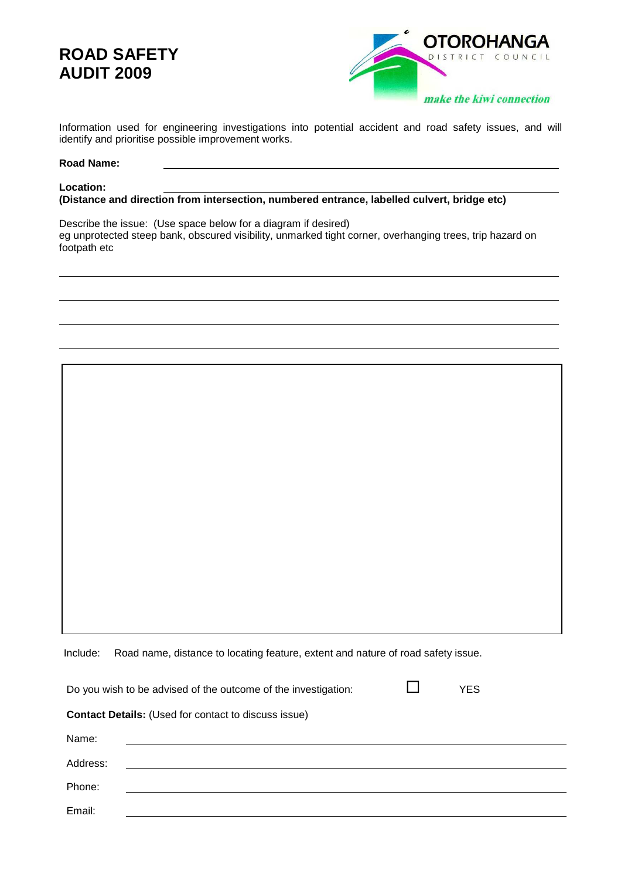# ROAD SAFETY AUDIT 2009

OTOROHANGA DISTRICT COUNCIL

*make the kiwi connection*

Information used for engineering investigations into potential accident and road safety issues, and will identify and prioritise possible improvement works.

**Road Name:** \_\_\_\_\_\_\_\_\_\_\_\_\_\_\_\_\_\_\_\_\_\_\_\_\_\_\_\_\_\_\_\_\_\_\_\_\_\_\_\_

**Location:** \_\_\_\_\_\_\_\_\_\_\_\_\_\_\_\_\_\_\_\_\_\_\_\_\_\_\_\_\_\_\_\_\_\_\_\_\_\_\_\_

**(Distance and direction from intersection, numbered entrance, labelled culvert, bridge etc)**

Describe the issue: (Use space below for a diagram if desired)
eg unprotected steep bank, obscured visibility, unmarked tight corner, overhanging trees, trip hazard on footpath etc

\_\_\_\_\_\_\_\_\_\_\_\_\_\_\_\_\_\_\_\_\_\_\_\_\_\_\_\_\_\_\_\_\_\_\_\_\_\_\_\_\_\_\_\_\_\_\_\_\_\_\_\_\_\_\_\_

\_\_\_\_\_\_\_\_\_\_\_\_\_\_\_\_\_\_\_\_\_\_\_\_\_\_\_\_\_\_\_\_\_\_\_\_\_\_\_\_\_\_\_\_\_\_\_\_\_\_\_\_\_\_\_\_

\_\_\_\_\_\_\_\_\_\_\_\_\_\_\_\_\_\_\_\_\_\_\_\_\_\_\_\_\_\_\_\_\_\_\_\_\_\_\_\_\_\_\_\_\_\_\_\_\_\_\_\_\_\_\_\_

\_\_\_\_\_\_\_\_\_\_\_\_\_\_\_\_\_\_\_\_\_\_\_\_\_\_\_\_\_\_\_\_\_\_\_\_\_\_\_\_\_\_\_\_\_\_\_\_\_\_\_\_\_\_\_\_

Include: Road name, distance to locating feature, extent and nature of road safety issue.

Do you wish to be advised of the outcome of the investigation: ☐ YES

**Contact Details:** (Used for contact to discuss issue)

Name: \_\_\_\_\_\_\_\_\_\_\_\_\_\_\_\_\_\_\_\_\_\_\_\_\_\_\_\_\_\_\_\_\_\_\_\_\_\_\_\_

Address: \_\_\_\_\_\_\_\_\_\_\_\_\_\_\_\_\_\_\_\_\_\_\_\_\_\_\_\_\_\_\_\_\_\_\_\_\_\_\_\_

Phone: \_\_\_\_\_\_\_\_\_\_\_\_\_\_\_\_\_\_\_\_\_\_\_\_\_\_\_\_\_\_\_\_\_\_\_\_\_\_\_\_

Email: \_\_\_\_\_\_\_\_\_\_\_\_\_\_\_\_\_\_\_\_\_\_\_\_\_\_\_\_\_\_\_\_\_\_\_\_\_\_\_\_